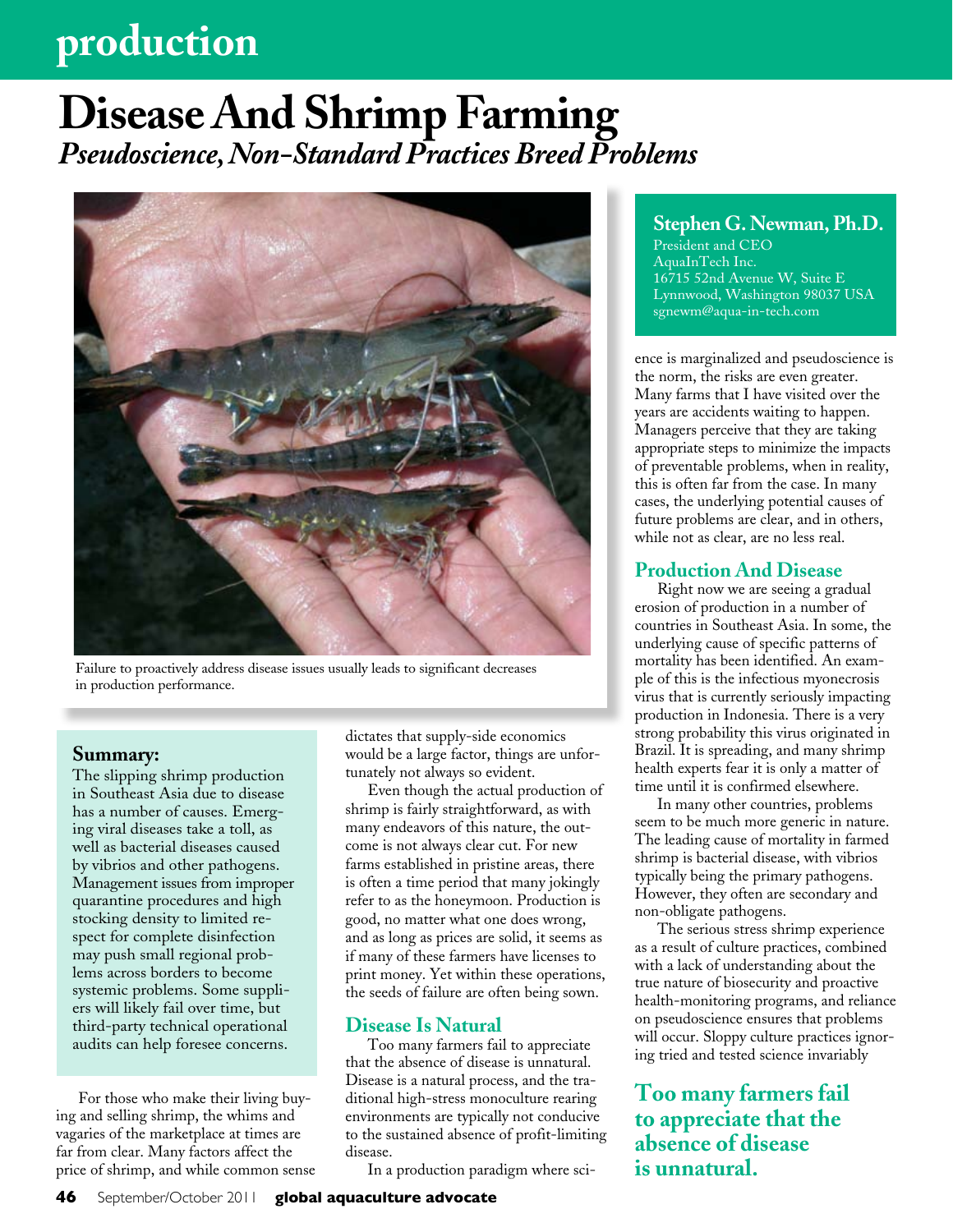# Disease And Shrimp Farming

## *Pseudoscience, Non-Standard Practices Breed Problems*

Failure to proactively address disease issues usually leads to significant decreases in production performance.

**Stephen G. Newman, Ph.D.**
President and CEO
AquaInTech Inc.
16715 52nd Avenue W, Suite E
Lynnwood, Washington 98037 USA
sgnewm@aqua-in-tech.com

### Summary:

The slipping shrimp production in Southeast Asia due to disease has a number of causes. Emerging viral diseases take a toll, as well as bacterial diseases caused by vibrios and other pathogens. Management issues from improper quarantine procedures and high stocking density to limited respect for complete disinfection may push small regional problems across borders to become systemic problems. Some suppliers will likely fail over time, but third-party technical operational audits can help foresee concerns.

For those who make their living buying and selling shrimp, the whims and vagaries of the marketplace at times are far from clear. Many factors affect the price of shrimp, and while common sense dictates that supply-side economics would be a large factor, things are unfortunately not always so evident.

Even though the actual production of shrimp is fairly straightforward, as with many endeavors of this nature, the outcome is not always clear cut. For new farms established in pristine areas, there is often a time period that many jokingly refer to as the honeymoon. Production is good, no matter what one does wrong, and as long as prices are solid, it seems as if many of these farmers have licenses to print money. Yet within these operations, the seeds of failure are often being sown.

### Disease Is Natural

Too many farmers fail to appreciate that the absence of disease is unnatural. Disease is a natural process, and the traditional high-stress monoculture rearing environments are typically not conducive to the sustained absence of profit-limiting disease.

In a production paradigm where science is marginalized and pseudoscience is the norm, the risks are even greater. Many farms that I have visited over the years are accidents waiting to happen. Managers perceive that they are taking appropriate steps to minimize the impacts of preventable problems, when in reality, this is often far from the case. In many cases, the underlying potential causes of future problems are clear, and in others, while not as clear, are no less real.

### Production And Disease

Right now we are seeing a gradual erosion of production in a number of countries in Southeast Asia. In some, the underlying cause of specific patterns of mortality has been identified. An example of this is the infectious myonecrosis virus that is currently seriously impacting production in Indonesia. There is a very strong probability this virus originated in Brazil. It is spreading, and many shrimp health experts fear it is only a matter of time until it is confirmed elsewhere.

In many other countries, problems seem to be much more generic in nature. The leading cause of mortality in farmed shrimp is bacterial disease, with vibrios typically being the primary pathogens. However, they often are secondary and non-obligate pathogens.

The serious stress shrimp experience as a result of culture practices, combined with a lack of understanding about the true nature of biosecurity and proactive health-monitoring programs, and reliance on pseudoscience ensures that problems will occur. Sloppy culture practices ignoring tried and tested science invariably

**Too many farmers fail to appreciate that the absence of disease is unnatural.**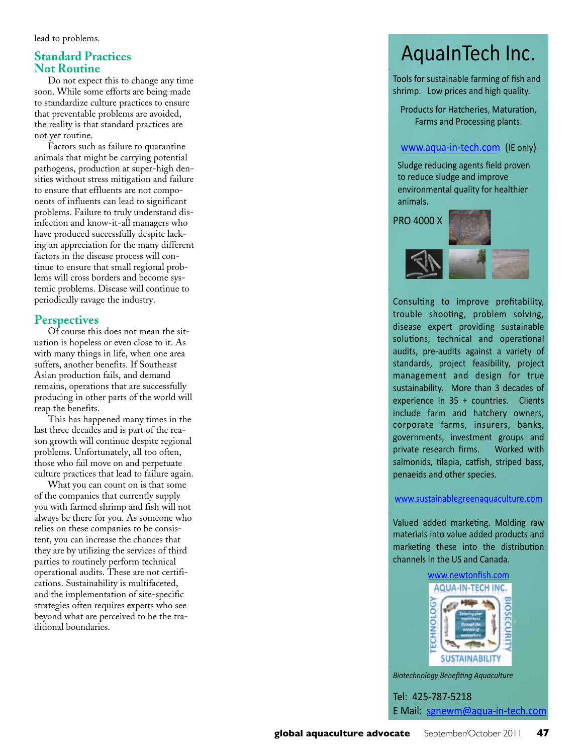lead to problems.

## Standard Practices Not Routine

Do not expect this to change any time soon. While some efforts are being made to standardize culture practices to ensure that preventable problems are avoided, the reality is that standard practices are not yet routine.

Factors such as failure to quarantine animals that might be carrying potential pathogens, production at super-high densities without stress mitigation and failure to ensure that effluents are not components of influents can lead to significant problems. Failure to truly understand disinfection and know-it-all managers who have produced successfully despite lacking an appreciation for the many different factors in the disease process will continue to ensure that small regional problems will cross borders and become systemic problems. Disease will continue to periodically ravage the industry.

## Perspectives

Of course this does not mean the situation is hopeless or even close to it. As with many things in life, when one area suffers, another benefits. If Southeast Asian production fails, and demand remains, operations that are successfully producing in other parts of the world will reap the benefits.

This has happened many times in the last three decades and is part of the reason growth will continue despite regional problems. Unfortunately, all too often, those who fail move on and perpetuate culture practices that lead to failure again.

What you can count on is that some of the companies that currently supply you with farmed shrimp and fish will not always be there for you. As someone who relies on these companies to be consistent, you can increase the chances that they are by utilizing the services of third parties to routinely perform technical operational audits. These are not certifications. Sustainability is multifaceted, and the implementation of site-specific strategies often requires experts who see beyond what are perceived to be the traditional boundaries.

# AquaInTech Inc.

Tools for sustainable farming of fish and shrimp. Low prices and high quality.

Products for Hatcheries, Maturation, Farms and Processing plants.

www.aqua-in-tech.com (IE only)

Sludge reducing agents field proven to reduce sludge and improve environmental quality for healthier animals.

PRO 4000 X

Consulting to improve profitability, trouble shooting, problem solving, disease expert providing sustainable solutions, technical and operational audits, pre-audits against a variety of standards, project feasibility, project management and design for true sustainability. More than 3 decades of experience in 35 + countries. Clients include farm and hatchery owners, corporate farms, insurers, banks, governments, investment groups and private research firms. Worked with salmonids, tilapia, catfish, striped bass, penaeids and other species.

www.sustainablegreenaquaculture.com

Valued added marketing. Molding raw materials into value added products and marketing these into the distribution channels in the US and Canada.

www.newtonfish.com

AQUA-IN-TECH INC.

TECHNOLOGY BIOSECURITY SUSTAINABILITY

*Biotechnology Benefiting Aquaculture*

Tel: 425-787-5218

E Mail: sgnewm@aqua-in-tech.com